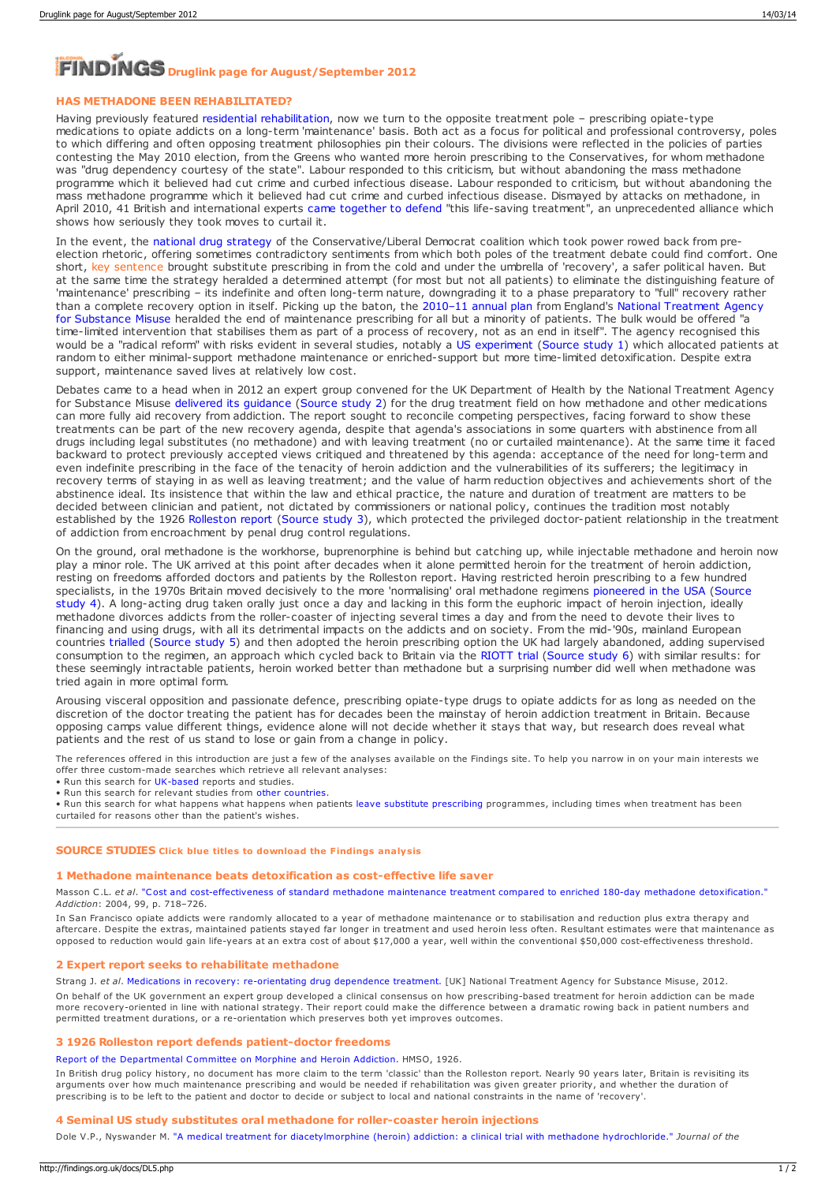# FINDINGS Druglink page for August/September 2012

## HAS METHADONE BEEN REHABILITATED?

Having previously featured residential rehabilitation, now we turn to the opposite treatment pole – prescribing opiate-type medications to opiate addicts on a long-term 'maintenance' basis. Both act as a focus for political and professional controversy, poles to which differing and often opposing treatment philosophies pin their colours. The divisions were reflected in the policies of parties contesting the May 2010 election, from the Greens who wanted more heroin prescribing to the Conservatives, for whom methadone was "drug dependency courtesy of the state". Labour responded to this criticism, but without abandoning the mass methadone programme which it believed had cut crime and curbed infectious disease. Labour responded to criticism, but without abandoning the mass methadone programme which it believed had cut crime and curbed infectious disease. Dismayed by attacks on methadone, in April 2010, 41 British and international experts came together to defend "this life-saving treatment", an unprecedented alliance which shows how seriously they took moves to curtail it.

In the event, the national drug strategy of the Conservative/Liberal Democrat coalition which took power rowed back from pre-election rhetoric, offering sometimes contradictory sentiments from which both poles of the treatment debate could find comfort. One short, key sentence brought substitute prescribing in from the cold and under the umbrella of 'recovery', a safer political haven. But at the same time the strategy heralded a determined attempt (for most but not all patients) to eliminate the distinguishing feature of 'maintenance' prescribing – its indefinite and often long-term nature, downgrading it to a phase preparatory to "full" recovery rather than a complete recovery option in itself. Picking up the baton, the 2010–11 annual plan from England's National Treatment Agency for Substance Misuse heralded the end of maintenance prescribing for all but a minority of patients. The bulk would be offered "a time-limited intervention that stabilises them as part of a process of recovery, not as an end in itself". The agency recognised this would be a "radical reform" with risks evident in several studies, notably a US experiment (Source study 1) which allocated patients at random to either minimal-support methadone maintenance or enriched-support but more time-limited detoxification. Despite extra support, maintenance saved lives at relatively low cost.

Debates came to a head when in 2012 an expert group convened for the UK Department of Health by the National Treatment Agency for Substance Misuse delivered its guidance (Source study 2) for the drug treatment field on how methadone and other medications can more fully aid recovery from addiction. The report sought to reconcile competing perspectives, facing forward to show these treatments can be part of the new recovery agenda, despite that agenda's associations in some quarters with abstinence from all drugs including legal substitutes (no methadone) and with leaving treatment (no or curtailed maintenance). At the same time it faced backward to protect previously accepted views critiqued and threatened by this agenda: acceptance of the need for long-term and even indefinite prescribing in the face of the tenacity of heroin addiction and the vulnerabilities of its sufferers; the legitimacy in recovery terms of staying in as well as leaving treatment; and the value of harm reduction objectives and achievements short of the abstinence ideal. Its insistence that within the law and ethical practice, the nature and duration of treatment are matters to be decided between clinician and patient, not dictated by commissioners or national policy, continues the tradition most notably established by the 1926 Rolleston report (Source study 3), which protected the privileged doctor-patient relationship in the treatment of addiction from encroachment by penal drug control regulations.

On the ground, oral methadone is the workhorse, buprenorphine is behind but catching up, while injectable methadone and heroin now play a minor role. The UK arrived at this point after decades when it alone permitted heroin for the treatment of heroin addiction, resting on freedoms afforded doctors and patients by the Rolleston report. Having restricted heroin prescribing to a few hundred specialists, in the 1970s Britain moved decisively to the more 'normalising' oral methadone regimens pioneered in the USA (Source study 4). A long-acting drug taken orally just once a day and lacking in this form the euphoric impact of heroin injection, ideally methadone divorces addicts from the roller-coaster of injecting several times a day and from the need to devote their lives to financing and using drugs, with all its detrimental impacts on the addicts and on society. From the mid-'90s, mainland European countries trialled (Source study 5) and then adopted the heroin prescribing option the UK had largely abandoned, adding supervised consumption to the regimen, an approach which cycled back to Britain via the RIOTT trial (Source study 6) with similar results: for these seemingly intractable patients, heroin worked better than methadone but a surprising number did well when methadone was tried again in more optimal form.

Arousing visceral opposition and passionate defence, prescribing opiate-type drugs to opiate addicts for as long as needed on the discretion of the doctor treating the patient has for decades been the mainstay of heroin addiction treatment in Britain. Because opposing camps value different things, evidence alone will not decide whether it stays that way, but research does reveal what patients and the rest of us stand to lose or gain from a change in policy.

The references offered in this introduction are just a few of the analyses available on the Findings site. To help you narrow in on your main interests we offer three custom-made searches which retrieve all relevant analyses:

- Run this search for UK-based reports and studies.
- Run this search for relevant studies from other countries.
- Run this search for what happens what happens when patients leave substitute prescribing programmes, including times when treatment has been curtailed for reasons other than the patient's wishes.

---

## SOURCE STUDIES Click blue titles to download the Findings analysis

### 1 Methadone maintenance beats detoxification as cost-effective life saver

Masson C.L. *et al*. "Cost and cost-effectiveness of standard methadone maintenance treatment compared to enriched 180-day methadone detoxification." *Addiction*: 2004, 99, p. 718–726.

In San Francisco opiate addicts were randomly allocated to a year of methadone maintenance or to stabilisation and reduction plus extra therapy and aftercare. Despite the extras, maintained patients stayed far longer in treatment and used heroin less often. Resultant estimates were that maintenance as opposed to reduction would gain life-years at an extra cost of about $17,000 a year, well within the conventional $50,000 cost-effectiveness threshold.

### 2 Expert report seeks to rehabilitate methadone

Strang J. *et al*. Medications in recovery: re-orientating drug dependence treatment. [UK] National Treatment Agency for Substance Misuse, 2012.

On behalf of the UK government an expert group developed a clinical consensus on how prescribing-based treatment for heroin addiction can be made more recovery-oriented in line with national strategy. Their report could make the difference between a dramatic rowing back in patient numbers and permitted treatment durations, or a re-orientation which preserves both yet improves outcomes.

### 3 1926 Rolleston report defends patient-doctor freedoms

Report of the Departmental Committee on Morphine and Heroin Addiction. HMSO, 1926.

In British drug policy history, no document has more claim to the term 'classic' than the Rolleston report. Nearly 90 years later, Britain is revisiting its arguments over how much maintenance prescribing and would be needed if rehabilitation was given greater priority, and whether the duration of prescribing is to be left to the patient and doctor to decide or subject to local and national constraints in the name of 'recovery'.

### 4 Seminal US study substitutes oral methadone for roller-coaster heroin injections

Dole V.P., Nyswander M. "A medical treatment for diacetylmorphine (heroin) addiction: a clinical trial with methadone hydrochloride." *Journal of the*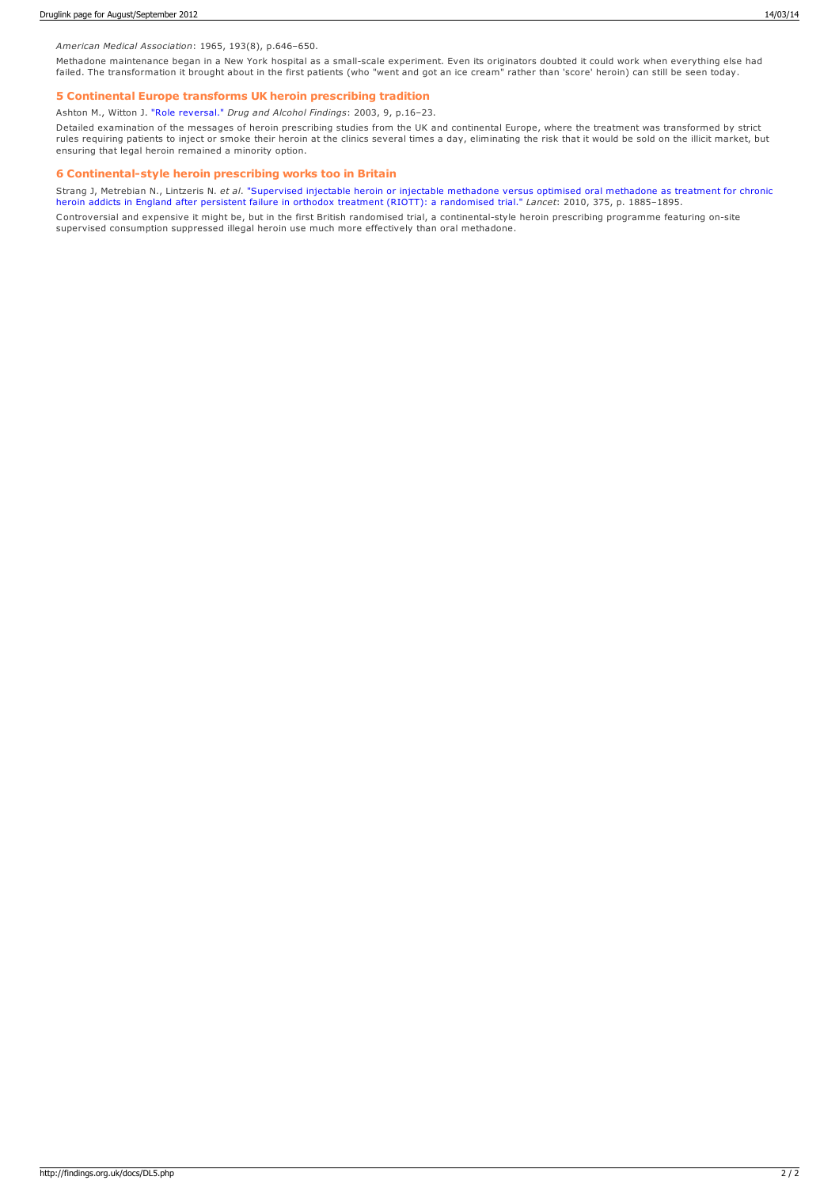*American Medical Association*: 1965, 193(8), p.646–650.

Methadone maintenance began in a New York hospital as a small-scale experiment. Even its originators doubted it could work when everything else had failed. The transformation it brought about in the first patients (who "went and got an ice cream" rather than 'score' heroin) can still be seen today.

### 5 Continental Europe transforms UK heroin prescribing tradition

Ashton M., Witton J. "Role reversal." *Drug and Alcohol Findings*: 2003, 9, p.16–23.

Detailed examination of the messages of heroin prescribing studies from the UK and continental Europe, where the treatment was transformed by strict rules requiring patients to inject or smoke their heroin at the clinics several times a day, eliminating the risk that it would be sold on the illicit market, but ensuring that legal heroin remained a minority option.

### 6 Continental-style heroin prescribing works too in Britain

Strang J, Metrebian N., Lintzeris N. *et al*. "Supervised injectable heroin or injectable methadone versus optimised oral methadone as treatment for chronic heroin addicts in England after persistent failure in orthodox treatment (RIOTT): a randomised trial." *Lancet*: 2010, 375, p. 1885–1895.

Controversial and expensive it might be, but in the first British randomised trial, a continental-style heroin prescribing programme featuring on-site supervised consumption suppressed illegal heroin use much more effectively than oral methadone.